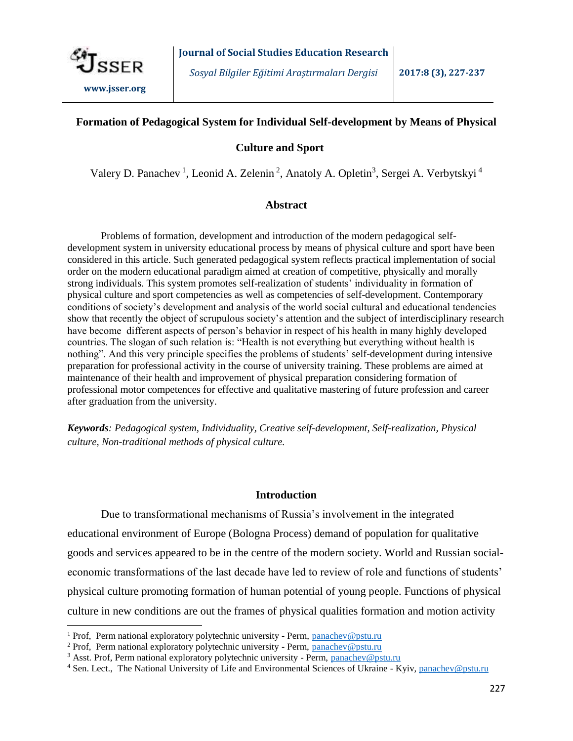# Formation of Pedagogical System for Individual Self-development by Means of Physical Culture and Sport

Valery D. Panachev [1], Leonid A. Zelenin [2], Anatoly A. Opletin[3], Sergei A. Verbytskyi [4]

## Abstract

Problems of formation, development and introduction of the modern pedagogical self-development system in university educational process by means of physical culture and sport have been considered in this article. Such generated pedagogical system reflects practical implementation of social order on the modern educational paradigm aimed at creation of competitive, physically and morally strong individuals. This system promotes self-realization of students' individuality in formation of physical culture and sport competencies as well as competencies of self-development. Contemporary conditions of society's development and analysis of the world social cultural and educational tendencies show that recently the object of scrupulous society's attention and the subject of interdisciplinary research have become different aspects of person's behavior in respect of his health in many highly developed countries. The slogan of such relation is: "Health is not everything but everything without health is nothing". And this very principle specifies the problems of students' self-development during intensive preparation for professional activity in the course of university training. These problems are aimed at maintenance of their health and improvement of physical preparation considering formation of professional motor competences for effective and qualitative mastering of future profession and career after graduation from the university.

***Keywords**: Pedagogical system, Individuality, Creative self-development, Self-realization, Physical culture, Non-traditional methods of physical culture.*

## Introduction

Due to transformational mechanisms of Russia's involvement in the integrated educational environment of Europe (Bologna Process) demand of population for qualitative goods and services appeared to be in the centre of the modern society. World and Russian social-economic transformations of the last decade have led to review of role and functions of students' physical culture promoting formation of human potential of young people. Functions of physical culture in new conditions are out the frames of physical qualities formation and motion activity

---

[1] Prof, Perm national exploratory polytechnic university - Perm, panachev@pstu.ru

[2] Prof, Perm national exploratory polytechnic university - Perm, panachev@pstu.ru

[3] Asst. Prof, Perm national exploratory polytechnic university - Perm, panachev@pstu.ru

[4] Sen. Lect., The National University of Life and Environmental Sciences of Ukraine - Kyiv, panachev@pstu.ru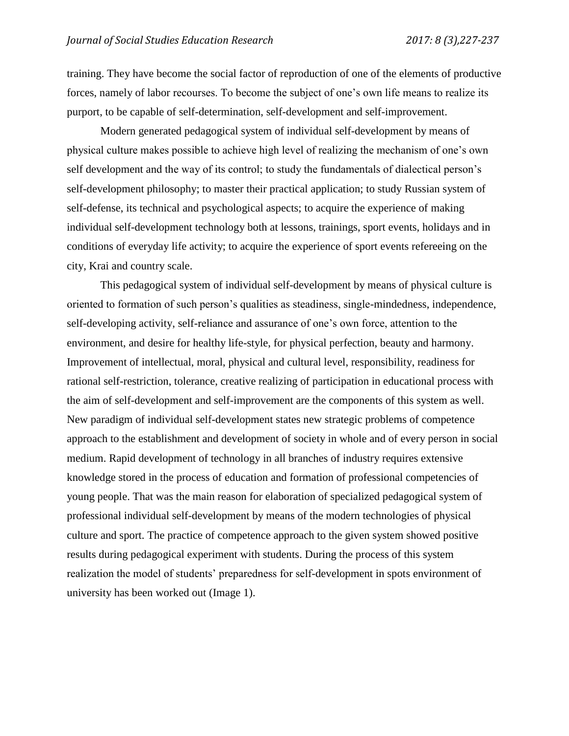training. They have become the social factor of reproduction of one of the elements of productive forces, namely of labor recourses. To become the subject of one's own life means to realize its purport, to be capable of self-determination, self-development and self-improvement.

Modern generated pedagogical system of individual self-development by means of physical culture makes possible to achieve high level of realizing the mechanism of one's own self development and the way of its control; to study the fundamentals of dialectical person's self-development philosophy; to master their practical application; to study Russian system of self-defense, its technical and psychological aspects; to acquire the experience of making individual self-development technology both at lessons, trainings, sport events, holidays and in conditions of everyday life activity; to acquire the experience of sport events refereeing on the city, Krai and country scale.

This pedagogical system of individual self-development by means of physical culture is oriented to formation of such person's qualities as steadiness, single-mindedness, independence, self-developing activity, self-reliance and assurance of one's own force, attention to the environment, and desire for healthy life-style, for physical perfection, beauty and harmony. Improvement of intellectual, moral, physical and cultural level, responsibility, readiness for rational self-restriction, tolerance, creative realizing of participation in educational process with the aim of self-development and self-improvement are the components of this system as well. New paradigm of individual self-development states new strategic problems of competence approach to the establishment and development of society in whole and of every person in social medium. Rapid development of technology in all branches of industry requires extensive knowledge stored in the process of education and formation of professional competencies of young people. That was the main reason for elaboration of specialized pedagogical system of professional individual self-development by means of the modern technologies of physical culture and sport. The practice of competence approach to the given system showed positive results during pedagogical experiment with students. During the process of this system realization the model of students' preparedness for self-development in spots environment of university has been worked out (Image 1).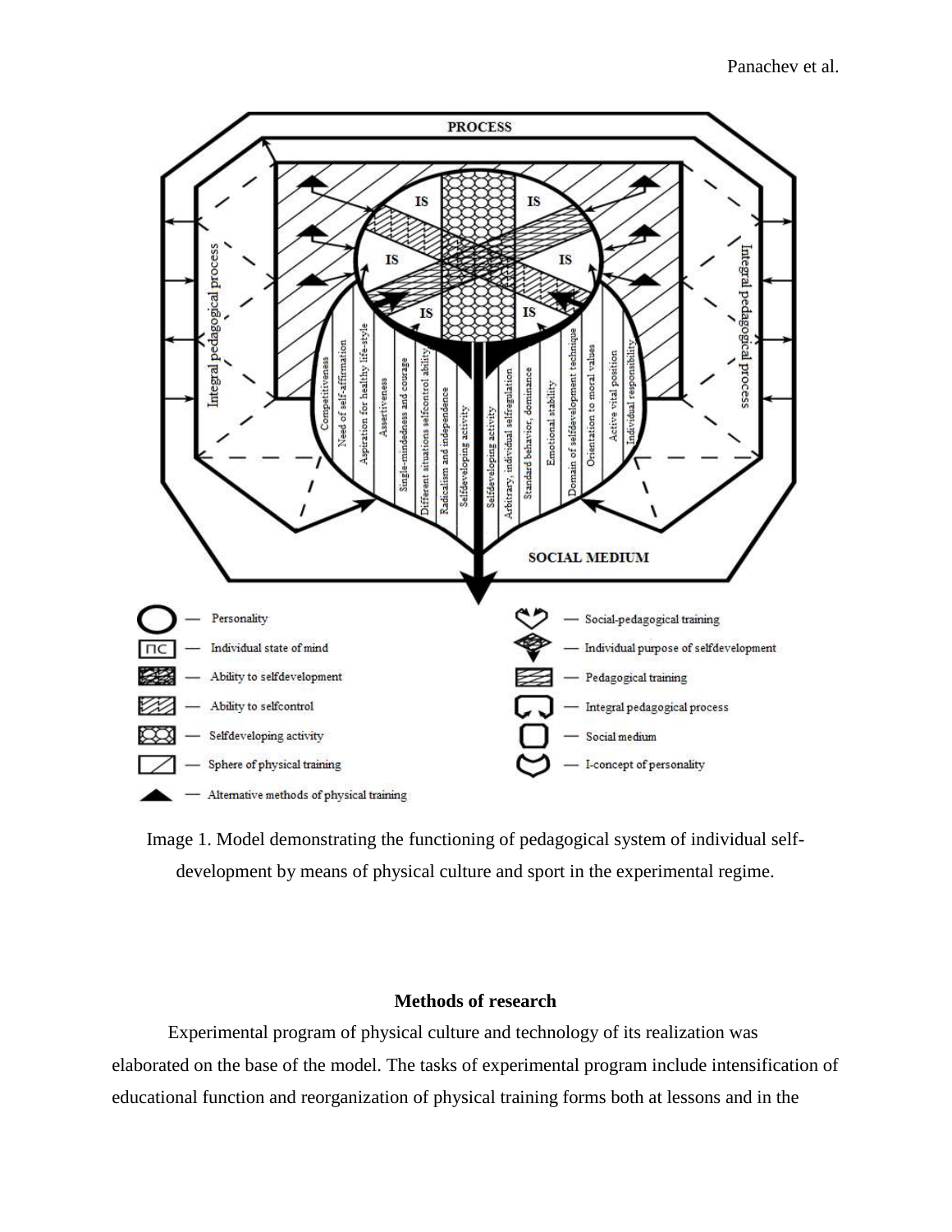Image 1. Model demonstrating the functioning of pedagogical system of individual self-development by means of physical culture and sport in the experimental regime.

## Methods of research

Experimental program of physical culture and technology of its realization was elaborated on the base of the model. The tasks of experimental program include intensification of educational function and reorganization of physical training forms both at lessons and in the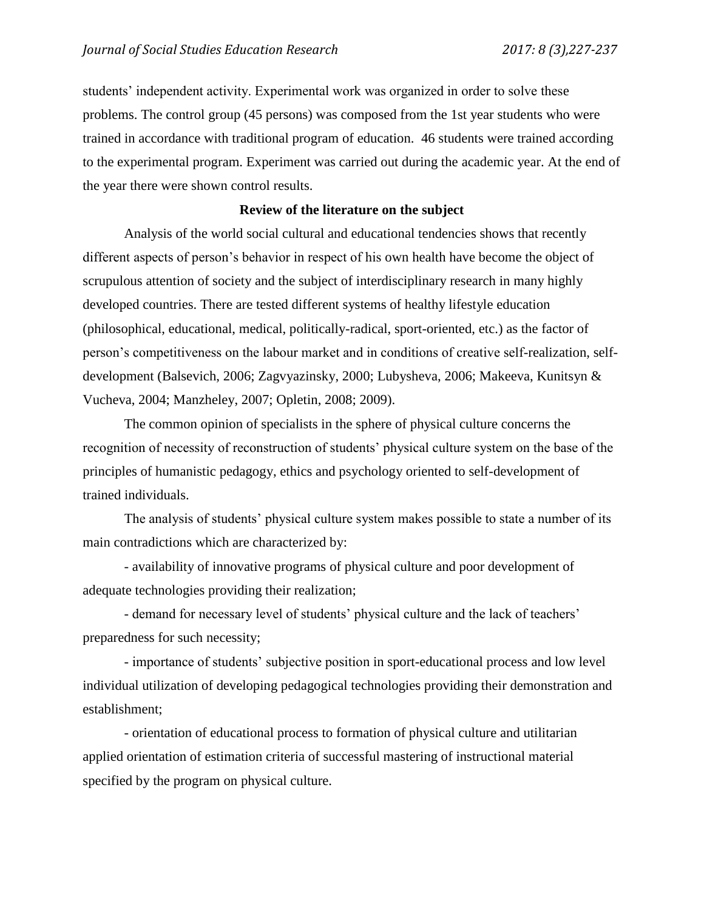students' independent activity. Experimental work was organized in order to solve these problems. The control group (45 persons) was composed from the 1st year students who were trained in accordance with traditional program of education. 46 students were trained according to the experimental program. Experiment was carried out during the academic year. At the end of the year there were shown control results.

## Review of the literature on the subject

Analysis of the world social cultural and educational tendencies shows that recently different aspects of person's behavior in respect of his own health have become the object of scrupulous attention of society and the subject of interdisciplinary research in many highly developed countries. There are tested different systems of healthy lifestyle education (philosophical, educational, medical, politically-radical, sport-oriented, etc.) as the factor of person's competitiveness on the labour market and in conditions of creative self-realization, self-development (Balsevich, 2006; Zagvyazinsky, 2000; Lubysheva, 2006; Makeeva, Kunitsyn & Vucheva, 2004; Manzheley, 2007; Opletin, 2008; 2009).

The common opinion of specialists in the sphere of physical culture concerns the recognition of necessity of reconstruction of students' physical culture system on the base of the principles of humanistic pedagogy, ethics and psychology oriented to self-development of trained individuals.

The analysis of students' physical culture system makes possible to state a number of its main contradictions which are characterized by:

- availability of innovative programs of physical culture and poor development of adequate technologies providing their realization;
- demand for necessary level of students' physical culture and the lack of teachers' preparedness for such necessity;
- importance of students' subjective position in sport-educational process and low level individual utilization of developing pedagogical technologies providing their demonstration and establishment;
- orientation of educational process to formation of physical culture and utilitarian applied orientation of estimation criteria of successful mastering of instructional material specified by the program on physical culture.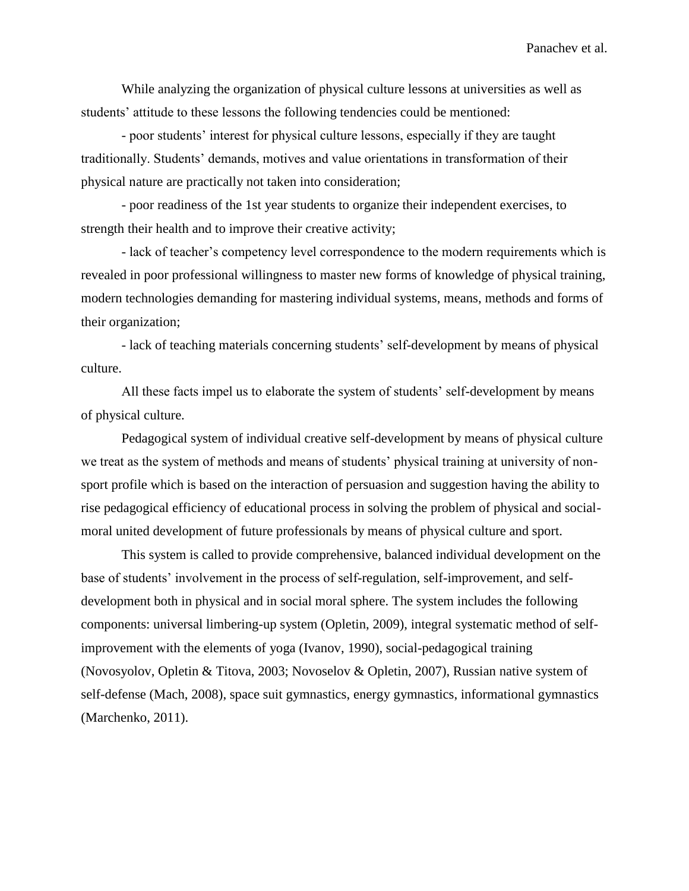While analyzing the organization of physical culture lessons at universities as well as students' attitude to these lessons the following tendencies could be mentioned:

- poor students' interest for physical culture lessons, especially if they are taught traditionally. Students' demands, motives and value orientations in transformation of their physical nature are practically not taken into consideration;
- poor readiness of the 1st year students to organize their independent exercises, to strength their health and to improve their creative activity;
- lack of teacher's competency level correspondence to the modern requirements which is revealed in poor professional willingness to master new forms of knowledge of physical training, modern technologies demanding for mastering individual systems, means, methods and forms of their organization;
- lack of teaching materials concerning students' self-development by means of physical culture.

All these facts impel us to elaborate the system of students' self-development by means of physical culture.

Pedagogical system of individual creative self-development by means of physical culture we treat as the system of methods and means of students' physical training at university of non-sport profile which is based on the interaction of persuasion and suggestion having the ability to rise pedagogical efficiency of educational process in solving the problem of physical and social-moral united development of future professionals by means of physical culture and sport.

This system is called to provide comprehensive, balanced individual development on the base of students' involvement in the process of self-regulation, self-improvement, and self-development both in physical and in social moral sphere. The system includes the following components: universal limbering-up system (Opletin, 2009), integral systematic method of self-improvement with the elements of yoga (Ivanov, 1990), social-pedagogical training (Novosyolov, Opletin & Titova, 2003; Novoselov & Opletin, 2007), Russian native system of self-defense (Mach, 2008), space suit gymnastics, energy gymnastics, informational gymnastics (Marchenko, 2011).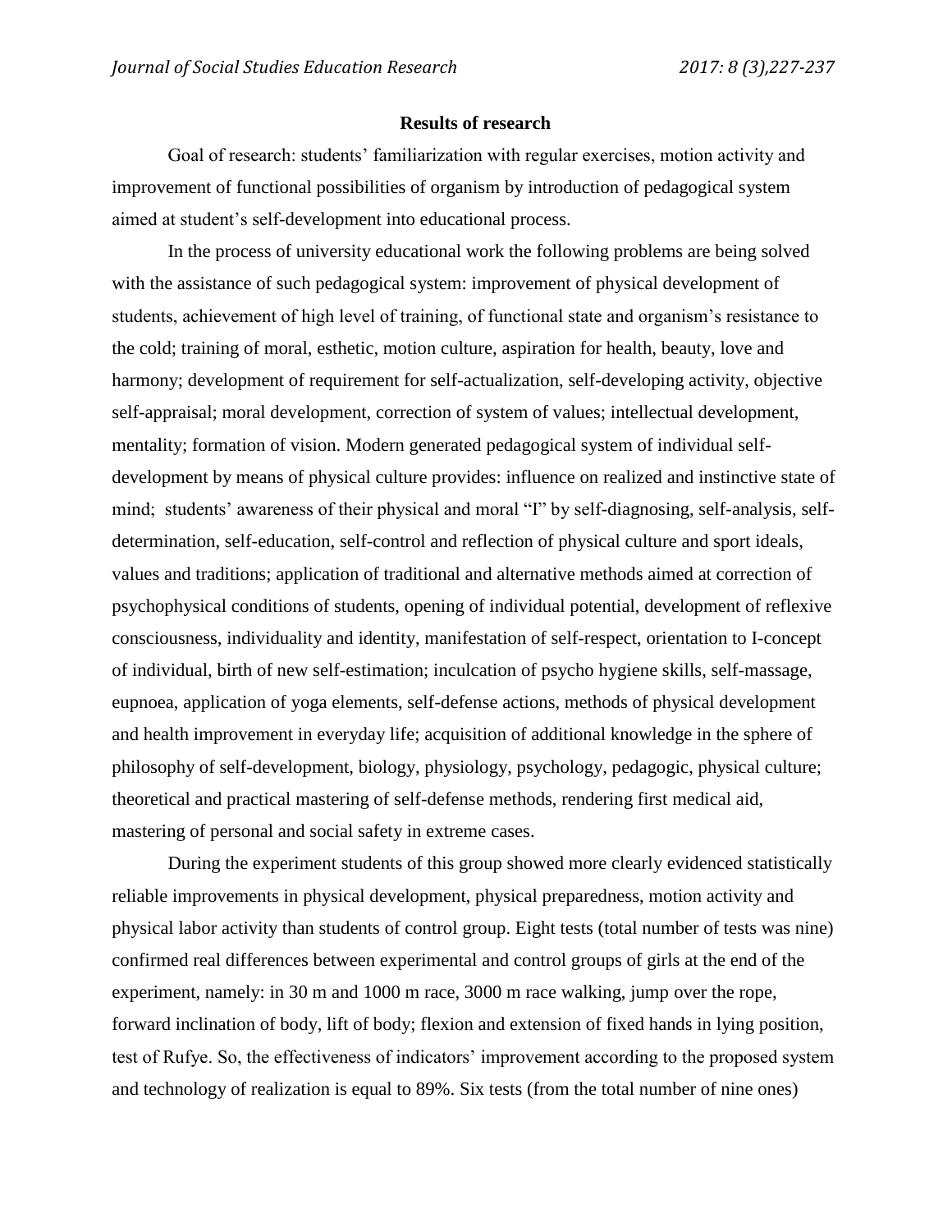## Results of research

Goal of research: students' familiarization with regular exercises, motion activity and improvement of functional possibilities of organism by introduction of pedagogical system aimed at student's self-development into educational process.

In the process of university educational work the following problems are being solved with the assistance of such pedagogical system: improvement of physical development of students, achievement of high level of training, of functional state and organism's resistance to the cold; training of moral, esthetic, motion culture, aspiration for health, beauty, love and harmony; development of requirement for self-actualization, self-developing activity, objective self-appraisal; moral development, correction of system of values; intellectual development, mentality; formation of vision. Modern generated pedagogical system of individual self-development by means of physical culture provides: influence on realized and instinctive state of mind; students' awareness of their physical and moral "I" by self-diagnosing, self-analysis, self-determination, self-education, self-control and reflection of physical culture and sport ideals, values and traditions; application of traditional and alternative methods aimed at correction of psychophysical conditions of students, opening of individual potential, development of reflexive consciousness, individuality and identity, manifestation of self-respect, orientation to I-concept of individual, birth of new self-estimation; inculcation of psycho hygiene skills, self-massage, eupnoea, application of yoga elements, self-defense actions, methods of physical development and health improvement in everyday life; acquisition of additional knowledge in the sphere of philosophy of self-development, biology, physiology, psychology, pedagogic, physical culture; theoretical and practical mastering of self-defense methods, rendering first medical aid, mastering of personal and social safety in extreme cases.

During the experiment students of this group showed more clearly evidenced statistically reliable improvements in physical development, physical preparedness, motion activity and physical labor activity than students of control group. Eight tests (total number of tests was nine) confirmed real differences between experimental and control groups of girls at the end of the experiment, namely: in 30 m and 1000 m race, 3000 m race walking, jump over the rope, forward inclination of body, lift of body; flexion and extension of fixed hands in lying position, test of Rufye. So, the effectiveness of indicators' improvement according to the proposed system and technology of realization is equal to 89%. Six tests (from the total number of nine ones)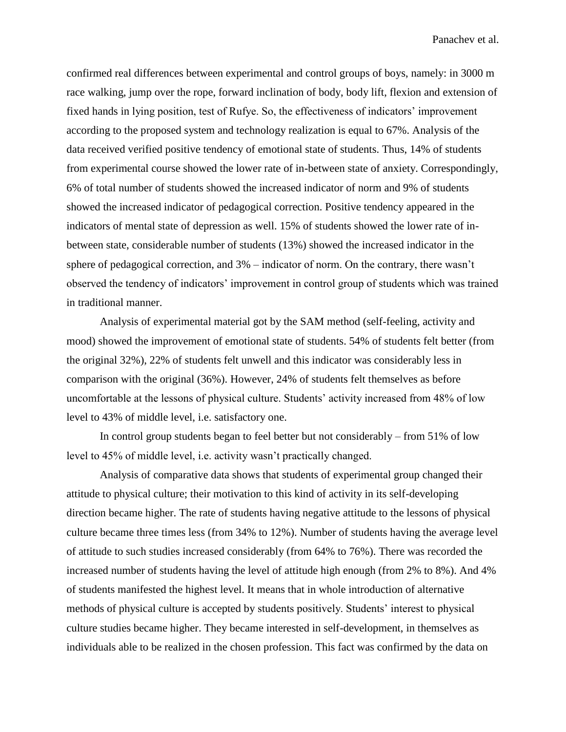confirmed real differences between experimental and control groups of boys, namely: in 3000 m race walking, jump over the rope, forward inclination of body, body lift, flexion and extension of fixed hands in lying position, test of Rufye. So, the effectiveness of indicators' improvement according to the proposed system and technology realization is equal to 67%. Analysis of the data received verified positive tendency of emotional state of students. Thus, 14% of students from experimental course showed the lower rate of in-between state of anxiety. Correspondingly, 6% of total number of students showed the increased indicator of norm and 9% of students showed the increased indicator of pedagogical correction. Positive tendency appeared in the indicators of mental state of depression as well. 15% of students showed the lower rate of in-between state, considerable number of students (13%) showed the increased indicator in the sphere of pedagogical correction, and 3% – indicator of norm. On the contrary, there wasn't observed the tendency of indicators' improvement in control group of students which was trained in traditional manner.

Analysis of experimental material got by the SAM method (self-feeling, activity and mood) showed the improvement of emotional state of students. 54% of students felt better (from the original 32%), 22% of students felt unwell and this indicator was considerably less in comparison with the original (36%). However, 24% of students felt themselves as before uncomfortable at the lessons of physical culture. Students' activity increased from 48% of low level to 43% of middle level, i.e. satisfactory one.

In control group students began to feel better but not considerably – from 51% of low level to 45% of middle level, i.e. activity wasn't practically changed.

Analysis of comparative data shows that students of experimental group changed their attitude to physical culture; their motivation to this kind of activity in its self-developing direction became higher. The rate of students having negative attitude to the lessons of physical culture became three times less (from 34% to 12%). Number of students having the average level of attitude to such studies increased considerably (from 64% to 76%). There was recorded the increased number of students having the level of attitude high enough (from 2% to 8%). And 4% of students manifested the highest level. It means that in whole introduction of alternative methods of physical culture is accepted by students positively. Students' interest to physical culture studies became higher. They became interested in self-development, in themselves as individuals able to be realized in the chosen profession. This fact was confirmed by the data on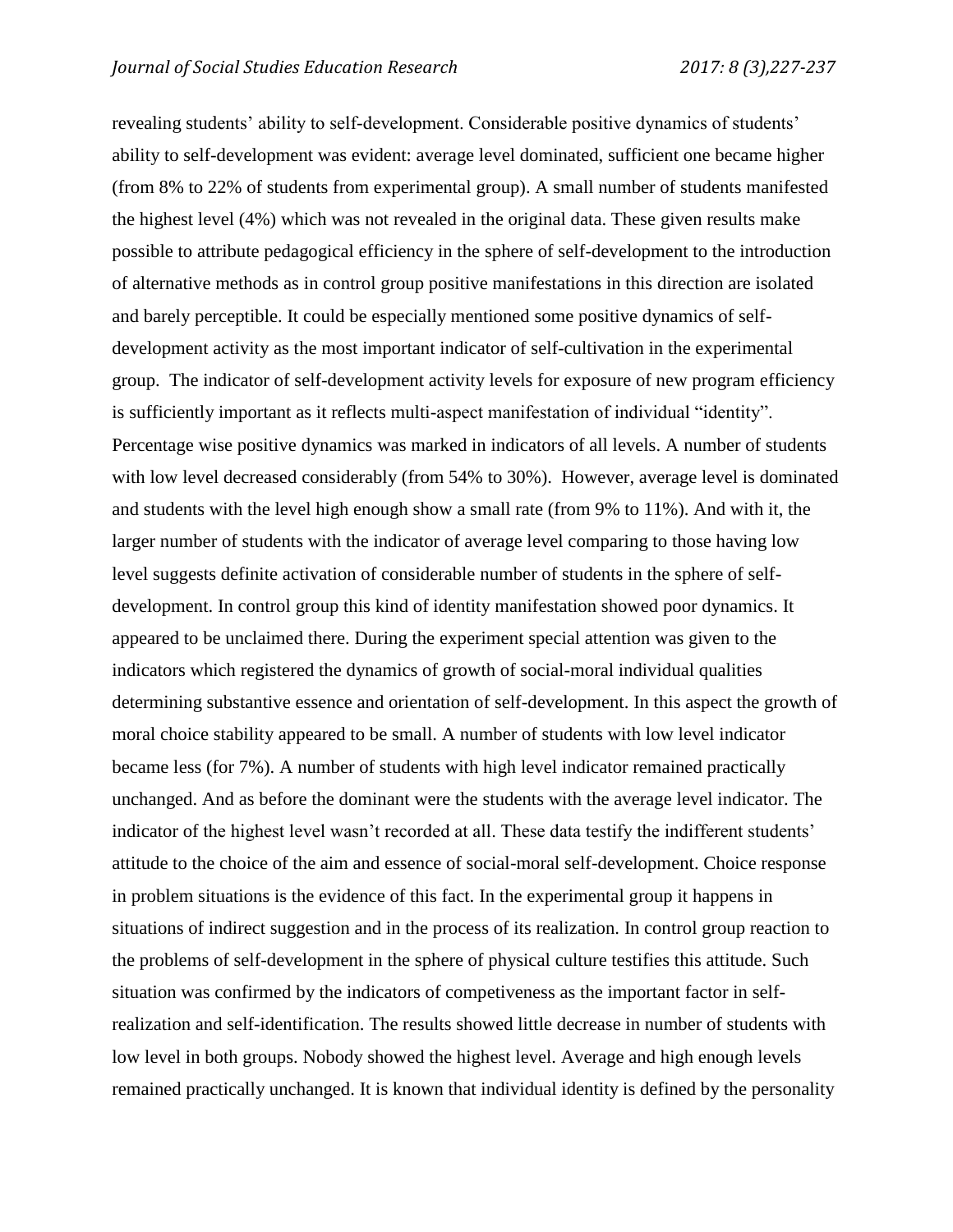revealing students' ability to self-development. Considerable positive dynamics of students' ability to self-development was evident: average level dominated, sufficient one became higher (from 8% to 22% of students from experimental group). A small number of students manifested the highest level (4%) which was not revealed in the original data. These given results make possible to attribute pedagogical efficiency in the sphere of self-development to the introduction of alternative methods as in control group positive manifestations in this direction are isolated and barely perceptible. It could be especially mentioned some positive dynamics of self-development activity as the most important indicator of self-cultivation in the experimental group. The indicator of self-development activity levels for exposure of new program efficiency is sufficiently important as it reflects multi-aspect manifestation of individual "identity". Percentage wise positive dynamics was marked in indicators of all levels. A number of students with low level decreased considerably (from 54% to 30%). However, average level is dominated and students with the level high enough show a small rate (from 9% to 11%). And with it, the larger number of students with the indicator of average level comparing to those having low level suggests definite activation of considerable number of students in the sphere of self-development. In control group this kind of identity manifestation showed poor dynamics. It appeared to be unclaimed there. During the experiment special attention was given to the indicators which registered the dynamics of growth of social-moral individual qualities determining substantive essence and orientation of self-development. In this aspect the growth of moral choice stability appeared to be small. A number of students with low level indicator became less (for 7%). A number of students with high level indicator remained practically unchanged. And as before the dominant were the students with the average level indicator. The indicator of the highest level wasn't recorded at all. These data testify the indifferent students' attitude to the choice of the aim and essence of social-moral self-development. Choice response in problem situations is the evidence of this fact. In the experimental group it happens in situations of indirect suggestion and in the process of its realization. In control group reaction to the problems of self-development in the sphere of physical culture testifies this attitude. Such situation was confirmed by the indicators of competiveness as the important factor in self-realization and self-identification. The results showed little decrease in number of students with low level in both groups. Nobody showed the highest level. Average and high enough levels remained practically unchanged. It is known that individual identity is defined by the personality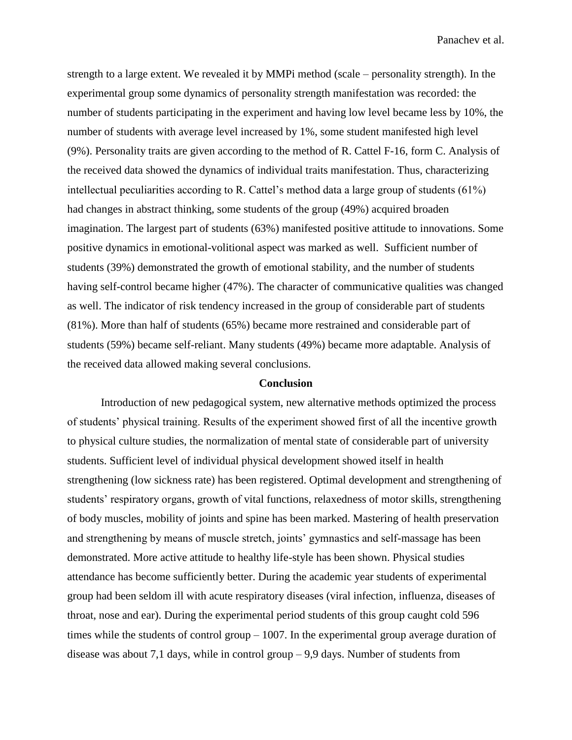strength to a large extent. We revealed it by MMPi method (scale – personality strength). In the experimental group some dynamics of personality strength manifestation was recorded: the number of students participating in the experiment and having low level became less by 10%, the number of students with average level increased by 1%, some student manifested high level (9%). Personality traits are given according to the method of R. Cattel F-16, form C. Analysis of the received data showed the dynamics of individual traits manifestation. Thus, characterizing intellectual peculiarities according to R. Cattel's method data a large group of students (61%) had changes in abstract thinking, some students of the group (49%) acquired broaden imagination. The largest part of students (63%) manifested positive attitude to innovations. Some positive dynamics in emotional-volitional aspect was marked as well. Sufficient number of students (39%) demonstrated the growth of emotional stability, and the number of students having self-control became higher (47%). The character of communicative qualities was changed as well. The indicator of risk tendency increased in the group of considerable part of students (81%). More than half of students (65%) became more restrained and considerable part of students (59%) became self-reliant. Many students (49%) became more adaptable. Analysis of the received data allowed making several conclusions.

## Conclusion

Introduction of new pedagogical system, new alternative methods optimized the process of students' physical training. Results of the experiment showed first of all the incentive growth to physical culture studies, the normalization of mental state of considerable part of university students. Sufficient level of individual physical development showed itself in health strengthening (low sickness rate) has been registered. Optimal development and strengthening of students' respiratory organs, growth of vital functions, relaxedness of motor skills, strengthening of body muscles, mobility of joints and spine has been marked. Mastering of health preservation and strengthening by means of muscle stretch, joints' gymnastics and self-massage has been demonstrated. More active attitude to healthy life-style has been shown. Physical studies attendance has become sufficiently better. During the academic year students of experimental group had been seldom ill with acute respiratory diseases (viral infection, influenza, diseases of throat, nose and ear). During the experimental period students of this group caught cold 596 times while the students of control group – 1007. In the experimental group average duration of disease was about 7,1 days, while in control group – 9,9 days. Number of students from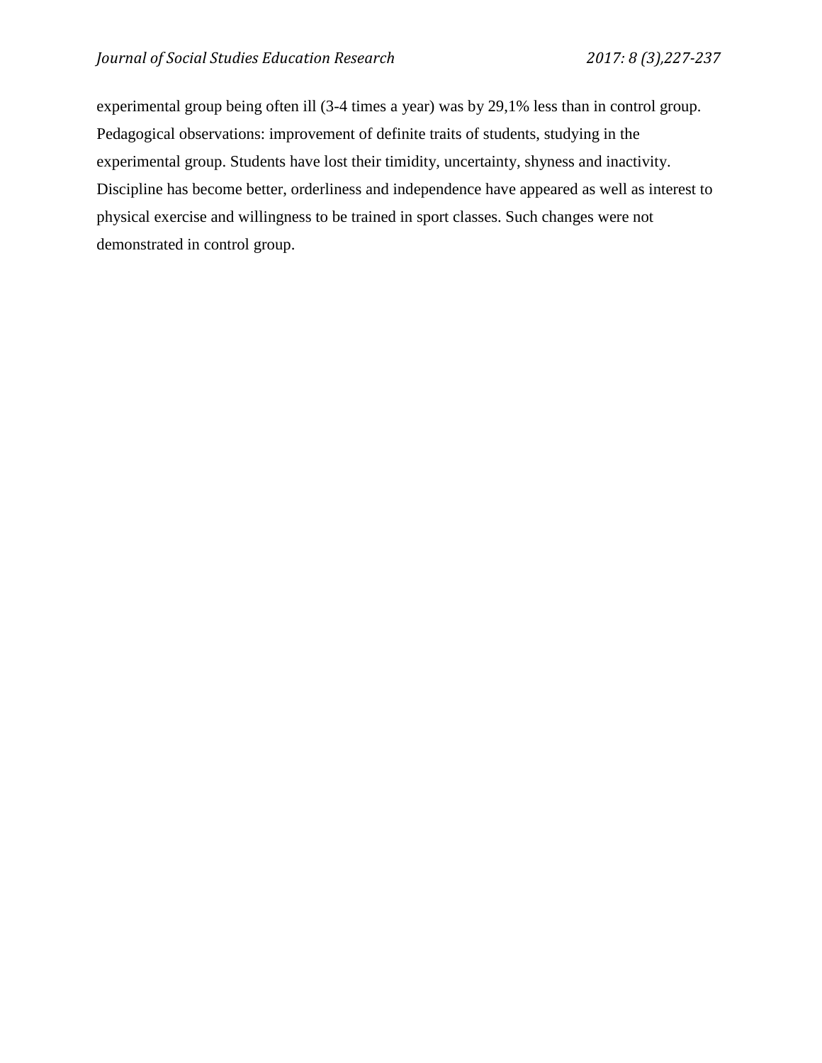experimental group being often ill (3-4 times a year) was by 29,1% less than in control group. Pedagogical observations: improvement of definite traits of students, studying in the experimental group. Students have lost their timidity, uncertainty, shyness and inactivity. Discipline has become better, orderliness and independence have appeared as well as interest to physical exercise and willingness to be trained in sport classes. Such changes were not demonstrated in control group.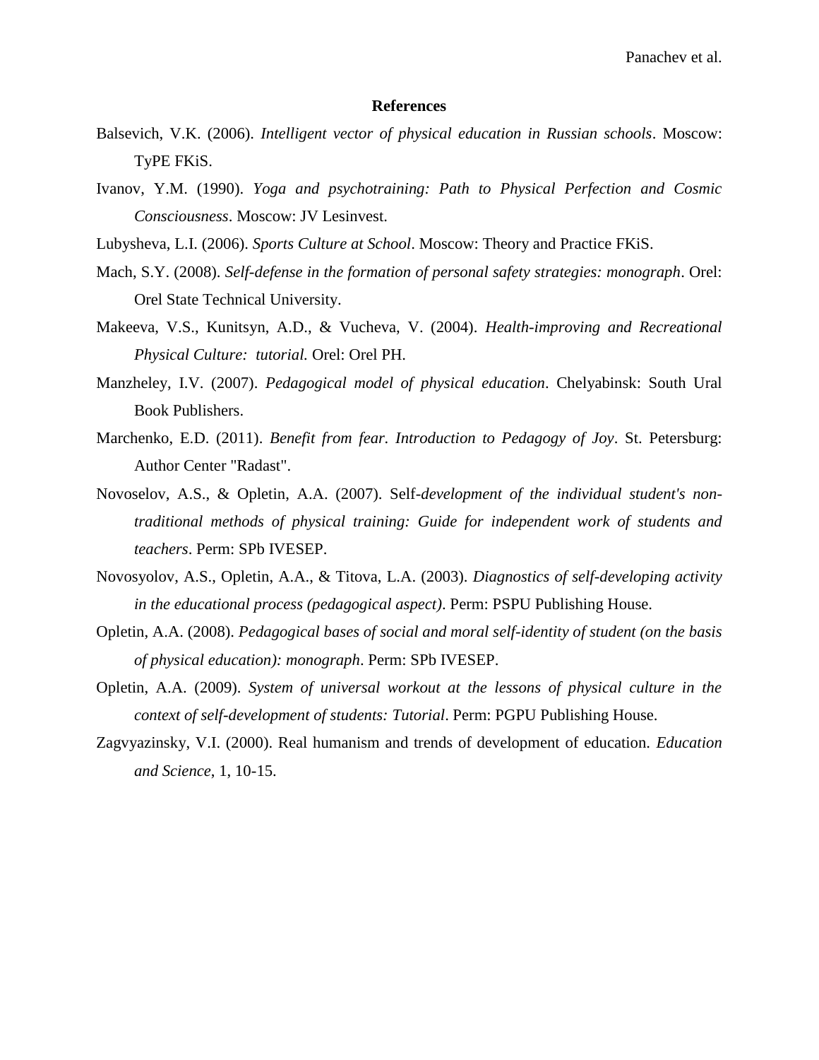## References

Balsevich, V.K. (2006). *Intelligent vector of physical education in Russian schools*. Moscow: TyPE FKiS.

Ivanov, Y.M. (1990). *Yoga and psychotraining: Path to Physical Perfection and Cosmic Consciousness*. Moscow: JV Lesinvest.

Lubysheva, L.I. (2006). *Sports Culture at School*. Moscow: Theory and Practice FKiS.

Mach, S.Y. (2008). *Self-defense in the formation of personal safety strategies: monograph*. Orel: Orel State Technical University.

Makeeva, V.S., Kunitsyn, A.D., & Vucheva, V. (2004). *Health-improving and Recreational Physical Culture: tutorial.* Orel: Orel PH.

Manzheley, I.V. (2007). *Pedagogical model of physical education*. Chelyabinsk: South Ural Book Publishers.

Marchenko, E.D. (2011). *Benefit from fear. Introduction to Pedagogy of Joy*. St. Petersburg: Author Center "Radast".

Novoselov, A.S., & Opletin, A.A. (2007). Self-*development of the individual student's non-traditional methods of physical training: Guide for independent work of students and teachers*. Perm: SPb IVESEP.

Novosyolov, A.S., Opletin, A.A., & Titova, L.A. (2003). *Diagnostics of self-developing activity in the educational process (pedagogical aspect)*. Perm: PSPU Publishing House.

Opletin, A.A. (2008). *Pedagogical bases of social and moral self-identity of student (on the basis of physical education): monograph*. Perm: SPb IVESEP.

Opletin, A.A. (2009). *System of universal workout at the lessons of physical culture in the context of self-development of students: Tutorial*. Perm: PGPU Publishing House.

Zagvyazinsky, V.I. (2000). Real humanism and trends of development of education. *Education and Science*, 1, 10-15.